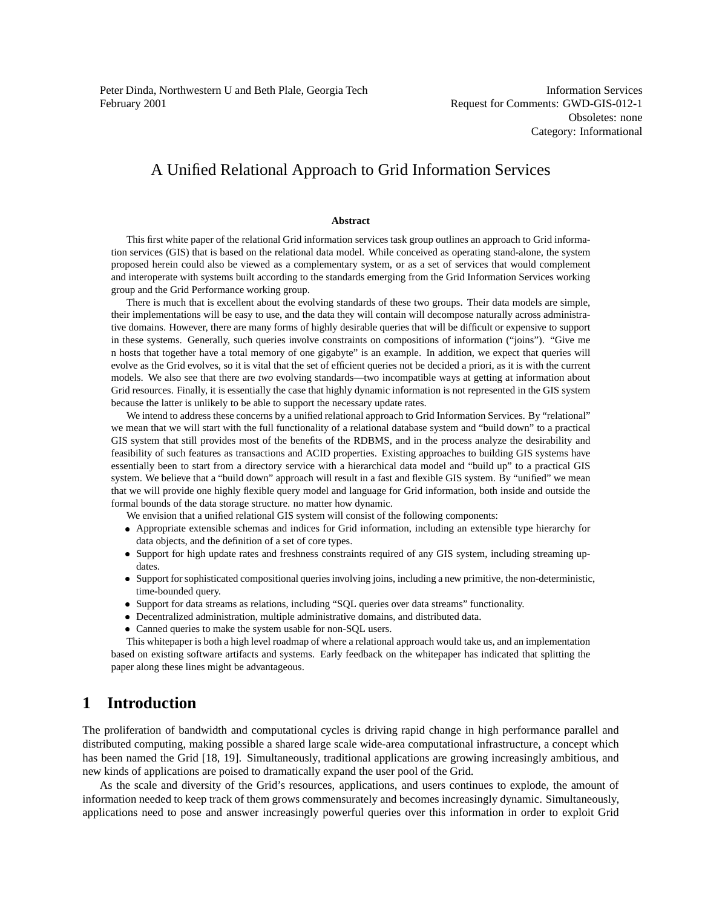Peter Dinda, Northwestern U and Beth Plale, Georgia Tech
February 2001

Information Services
Request for Comments: GWD-GIS-012-1
Obsoletes: none
Category: Informational

# A Unified Relational Approach to Grid Information Services

### Abstract

This first white paper of the relational Grid information services task group outlines an approach to Grid information services (GIS) that is based on the relational data model. While conceived as operating stand-alone, the system proposed herein could also be viewed as a complementary system, or as a set of services that would complement and interoperate with systems built according to the standards emerging from the Grid Information Services working group and the Grid Performance working group.

There is much that is excellent about the evolving standards of these two groups. Their data models are simple, their implementations will be easy to use, and the data they will contain will decompose naturally across administrative domains. However, there are many forms of highly desirable queries that will be difficult or expensive to support in these systems. Generally, such queries involve constraints on compositions of information ("joins"). "Give me n hosts that together have a total memory of one gigabyte" is an example. In addition, we expect that queries will evolve as the Grid evolves, so it is vital that the set of efficient queries not be decided a priori, as it is with the current models. We also see that there are *two* evolving standards—two incompatible ways at getting at information about Grid resources. Finally, it is essentially the case that highly dynamic information is not represented in the GIS system because the latter is unlikely to be able to support the necessary update rates.

We intend to address these concerns by a unified relational approach to Grid Information Services. By "relational" we mean that we will start with the full functionality of a relational database system and "build down" to a practical GIS system that still provides most of the benefits of the RDBMS, and in the process analyze the desirability and feasibility of such features as transactions and ACID properties. Existing approaches to building GIS systems have essentially been to start from a directory service with a hierarchical data model and "build up" to a practical GIS system. We believe that a "build down" approach will result in a fast and flexible GIS system. By "unified" we mean that we will provide one highly flexible query model and language for Grid information, both inside and outside the formal bounds of the data storage structure. no matter how dynamic.

We envision that a unified relational GIS system will consist of the following components:

- Appropriate extensible schemas and indices for Grid information, including an extensible type hierarchy for data objects, and the definition of a set of core types.
- Support for high update rates and freshness constraints required of any GIS system, including streaming updates.
- Support for sophisticated compositional queries involving joins, including a new primitive, the non-deterministic, time-bounded query.
- Support for data streams as relations, including "SQL queries over data streams" functionality.
- Decentralized administration, multiple administrative domains, and distributed data.
- Canned queries to make the system usable for non-SQL users.

This whitepaper is both a high level roadmap of where a relational approach would take us, and an implementation based on existing software artifacts and systems. Early feedback on the whitepaper has indicated that splitting the paper along these lines might be advantageous.

## 1 Introduction

The proliferation of bandwidth and computational cycles is driving rapid change in high performance parallel and distributed computing, making possible a shared large scale wide-area computational infrastructure, a concept which has been named the Grid [18, 19]. Simultaneously, traditional applications are growing increasingly ambitious, and new kinds of applications are poised to dramatically expand the user pool of the Grid.

As the scale and diversity of the Grid's resources, applications, and users continues to explode, the amount of information needed to keep track of them grows commensurately and becomes increasingly dynamic. Simultaneously, applications need to pose and answer increasingly powerful queries over this information in order to exploit Grid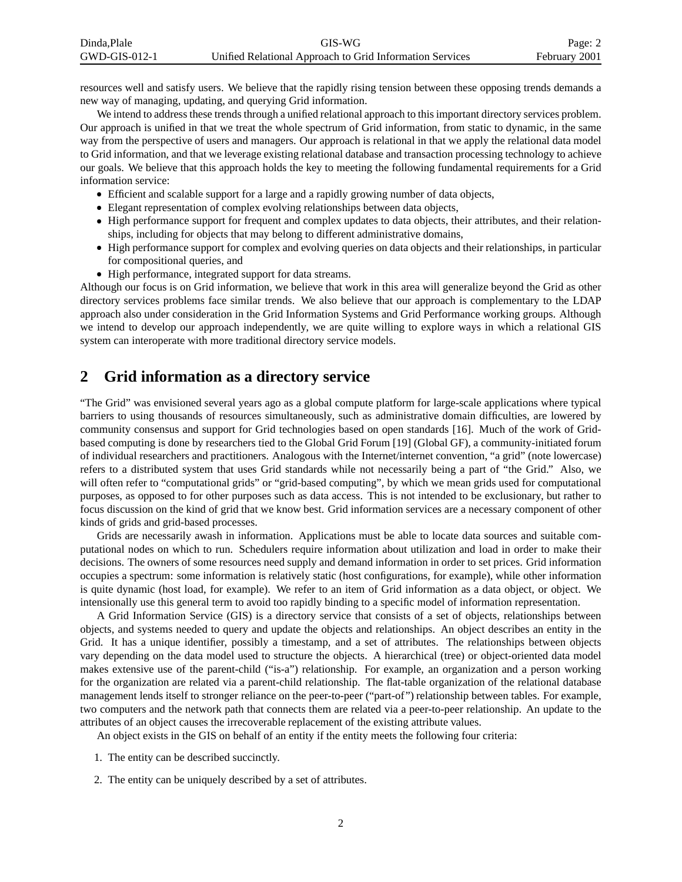resources well and satisfy users. We believe that the rapidly rising tension between these opposing trends demands a new way of managing, updating, and querying Grid information.

We intend to address these trends through a unified relational approach to this important directory services problem. Our approach is unified in that we treat the whole spectrum of Grid information, from static to dynamic, in the same way from the perspective of users and managers. Our approach is relational in that we apply the relational data model to Grid information, and that we leverage existing relational database and transaction processing technology to achieve our goals. We believe that this approach holds the key to meeting the following fundamental requirements for a Grid information service:

- Efficient and scalable support for a large and a rapidly growing number of data objects,
- Elegant representation of complex evolving relationships between data objects,
- High performance support for frequent and complex updates to data objects, their attributes, and their relationships, including for objects that may belong to different administrative domains,
- High performance support for complex and evolving queries on data objects and their relationships, in particular for compositional queries, and
- High performance, integrated support for data streams.

Although our focus is on Grid information, we believe that work in this area will generalize beyond the Grid as other directory services problems face similar trends. We also believe that our approach is complementary to the LDAP approach also under consideration in the Grid Information Systems and Grid Performance working groups. Although we intend to develop our approach independently, we are quite willing to explore ways in which a relational GIS system can interoperate with more traditional directory service models.

## 2 Grid information as a directory service

"The Grid" was envisioned several years ago as a global compute platform for large-scale applications where typical barriers to using thousands of resources simultaneously, such as administrative domain difficulties, are lowered by community consensus and support for Grid technologies based on open standards [16]. Much of the work of Grid-based computing is done by researchers tied to the Global Grid Forum [19] (Global GF), a community-initiated forum of individual researchers and practitioners. Analogous with the Internet/internet convention, "a grid" (note lowercase) refers to a distributed system that uses Grid standards while not necessarily being a part of "the Grid." Also, we will often refer to "computational grids" or "grid-based computing", by which we mean grids used for computational purposes, as opposed to for other purposes such as data access. This is not intended to be exclusionary, but rather to focus discussion on the kind of grid that we know best. Grid information services are a necessary component of other kinds of grids and grid-based processes.

Grids are necessarily awash in information. Applications must be able to locate data sources and suitable computational nodes on which to run. Schedulers require information about utilization and load in order to make their decisions. The owners of some resources need supply and demand information in order to set prices. Grid information occupies a spectrum: some information is relatively static (host configurations, for example), while other information is quite dynamic (host load, for example). We refer to an item of Grid information as a data object, or object. We intensionally use this general term to avoid too rapidly binding to a specific model of information representation.

A Grid Information Service (GIS) is a directory service that consists of a set of objects, relationships between objects, and systems needed to query and update the objects and relationships. An object describes an entity in the Grid. It has a unique identifier, possibly a timestamp, and a set of attributes. The relationships between objects vary depending on the data model used to structure the objects. A hierarchical (tree) or object-oriented data model makes extensive use of the parent-child ("is-a") relationship. For example, an organization and a person working for the organization are related via a parent-child relationship. The flat-table organization of the relational database management lends itself to stronger reliance on the peer-to-peer ("part-of") relationship between tables. For example, two computers and the network path that connects them are related via a peer-to-peer relationship. An update to the attributes of an object causes the irrecoverable replacement of the existing attribute values.

An object exists in the GIS on behalf of an entity if the entity meets the following four criteria:

1. The entity can be described succinctly.
2. The entity can be uniquely described by a set of attributes.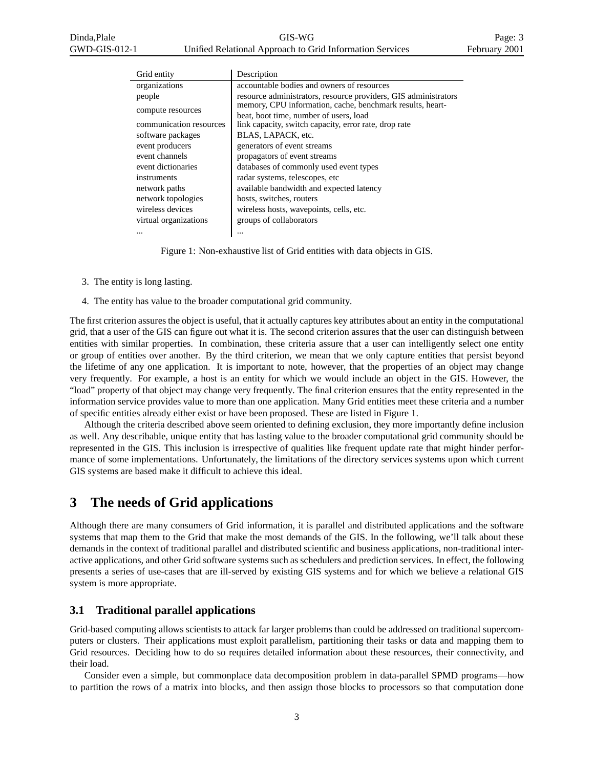| Grid entity | Description |
|---|---|
| organizations | accountable bodies and owners of resources |
| people | resource administrators, resource providers, GIS administrators |
| compute resources | memory, CPU information, cache, benchmark results, heart-beat, boot time, number of users, load |
| communication resources | link capacity, switch capacity, error rate, drop rate |
| software packages | BLAS, LAPACK, etc. |
| event producers | generators of event streams |
| event channels | propagators of event streams |
| event dictionaries | databases of commonly used event types |
| instruments | radar systems, telescopes, etc |
| network paths | available bandwidth and expected latency |
| network topologies | hosts, switches, routers |
| wireless devices | wireless hosts, wavepoints, cells, etc. |
| virtual organizations | groups of collaborators |
| ... | ... |

Figure 1: Non-exhaustive list of Grid entities with data objects in GIS.

3. The entity is long lasting.

4. The entity has value to the broader computational grid community.

The first criterion assures the object is useful, that it actually captures key attributes about an entity in the computational grid, that a user of the GIS can figure out what it is. The second criterion assures that the user can distinguish between entities with similar properties. In combination, these criteria assure that a user can intelligently select one entity or group of entities over another. By the third criterion, we mean that we only capture entities that persist beyond the lifetime of any one application. It is important to note, however, that the properties of an object may change very frequently. For example, a host is an entity for which we would include an object in the GIS. However, the "load" property of that object may change very frequently. The final criterion ensures that the entity represented in the information service provides value to more than one application. Many Grid entities meet these criteria and a number of specific entities already either exist or have been proposed. These are listed in Figure 1.

Although the criteria described above seem oriented to defining exclusion, they more importantly define inclusion as well. Any describable, unique entity that has lasting value to the broader computational grid community should be represented in the GIS. This inclusion is irrespective of qualities like frequent update rate that might hinder performance of some implementations. Unfortunately, the limitations of the directory services systems upon which current GIS systems are based make it difficult to achieve this ideal.

# 3 The needs of Grid applications

Although there are many consumers of Grid information, it is parallel and distributed applications and the software systems that map them to the Grid that make the most demands of the GIS. In the following, we'll talk about these demands in the context of traditional parallel and distributed scientific and business applications, non-traditional interactive applications, and other Grid software systems such as schedulers and prediction services. In effect, the following presents a series of use-cases that are ill-served by existing GIS systems and for which we believe a relational GIS system is more appropriate.

## 3.1 Traditional parallel applications

Grid-based computing allows scientists to attack far larger problems than could be addressed on traditional supercomputers or clusters. Their applications must exploit parallelism, partitioning their tasks or data and mapping them to Grid resources. Deciding how to do so requires detailed information about these resources, their connectivity, and their load.

Consider even a simple, but commonplace data decomposition problem in data-parallel SPMD programs—how to partition the rows of a matrix into blocks, and then assign those blocks to processors so that computation done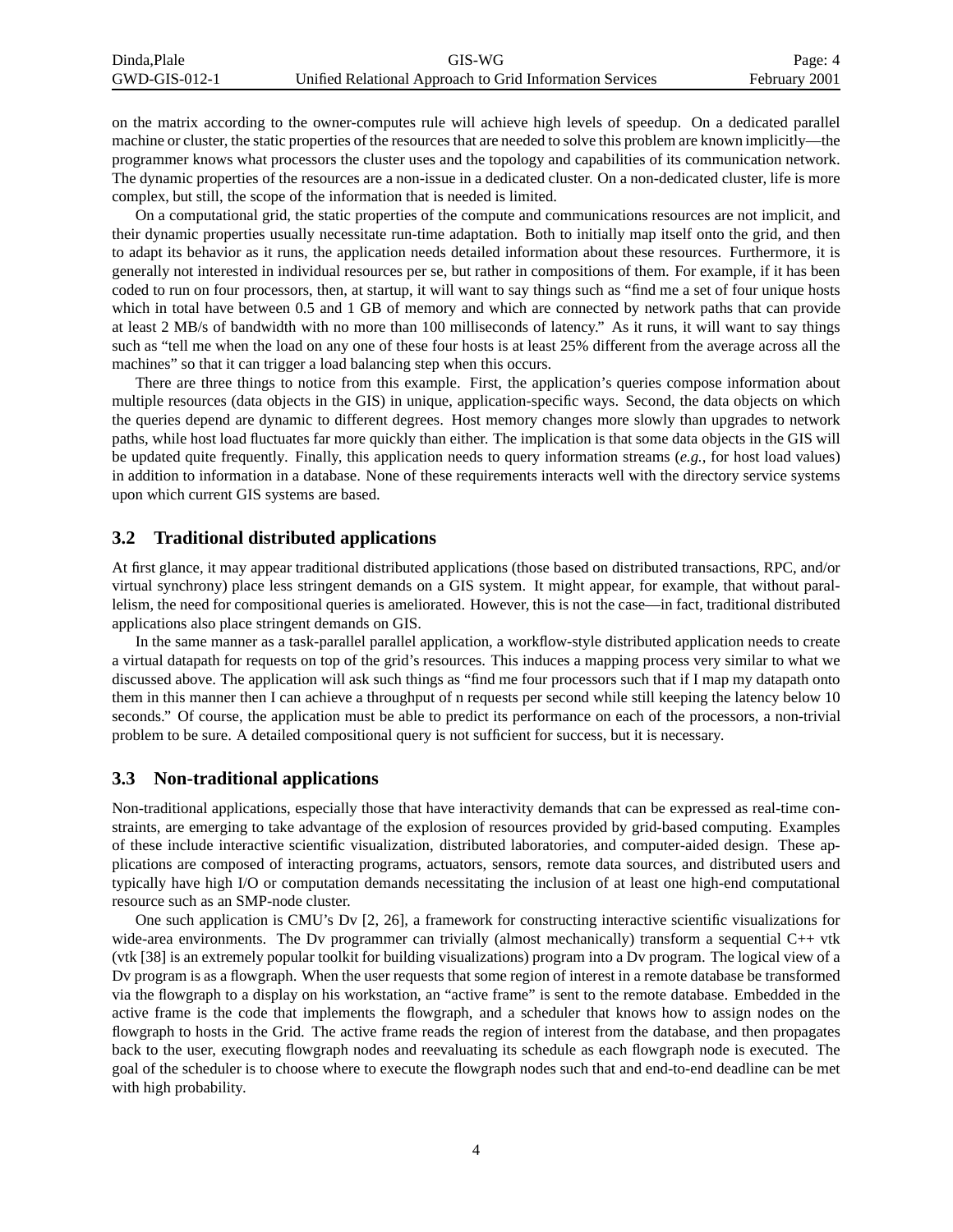on the matrix according to the owner-computes rule will achieve high levels of speedup. On a dedicated parallel machine or cluster, the static properties of the resources that are needed to solve this problem are known implicitly—the programmer knows what processors the cluster uses and the topology and capabilities of its communication network. The dynamic properties of the resources are a non-issue in a dedicated cluster. On a non-dedicated cluster, life is more complex, but still, the scope of the information that is needed is limited.

On a computational grid, the static properties of the compute and communications resources are not implicit, and their dynamic properties usually necessitate run-time adaptation. Both to initially map itself onto the grid, and then to adapt its behavior as it runs, the application needs detailed information about these resources. Furthermore, it is generally not interested in individual resources per se, but rather in compositions of them. For example, if it has been coded to run on four processors, then, at startup, it will want to say things such as "find me a set of four unique hosts which in total have between 0.5 and 1 GB of memory and which are connected by network paths that can provide at least 2 MB/s of bandwidth with no more than 100 milliseconds of latency." As it runs, it will want to say things such as "tell me when the load on any one of these four hosts is at least 25% different from the average across all the machines" so that it can trigger a load balancing step when this occurs.

There are three things to notice from this example. First, the application's queries compose information about multiple resources (data objects in the GIS) in unique, application-specific ways. Second, the data objects on which the queries depend are dynamic to different degrees. Host memory changes more slowly than upgrades to network paths, while host load fluctuates far more quickly than either. The implication is that some data objects in the GIS will be updated quite frequently. Finally, this application needs to query information streams (*e.g.*, for host load values) in addition to information in a database. None of these requirements interacts well with the directory service systems upon which current GIS systems are based.

## 3.2 Traditional distributed applications

At first glance, it may appear traditional distributed applications (those based on distributed transactions, RPC, and/or virtual synchrony) place less stringent demands on a GIS system. It might appear, for example, that without parallelism, the need for compositional queries is ameliorated. However, this is not the case—in fact, traditional distributed applications also place stringent demands on GIS.

In the same manner as a task-parallel parallel application, a workflow-style distributed application needs to create a virtual datapath for requests on top of the grid's resources. This induces a mapping process very similar to what we discussed above. The application will ask such things as "find me four processors such that if I map my datapath onto them in this manner then I can achieve a throughput of n requests per second while still keeping the latency below 10 seconds." Of course, the application must be able to predict its performance on each of the processors, a non-trivial problem to be sure. A detailed compositional query is not sufficient for success, but it is necessary.

## 3.3 Non-traditional applications

Non-traditional applications, especially those that have interactivity demands that can be expressed as real-time constraints, are emerging to take advantage of the explosion of resources provided by grid-based computing. Examples of these include interactive scientific visualization, distributed laboratories, and computer-aided design. These applications are composed of interacting programs, actuators, sensors, remote data sources, and distributed users and typically have high I/O or computation demands necessitating the inclusion of at least one high-end computational resource such as an SMP-node cluster.

One such application is CMU's Dv [2, 26], a framework for constructing interactive scientific visualizations for wide-area environments. The Dv programmer can trivially (almost mechanically) transform a sequential C++ vtk (vtk [38] is an extremely popular toolkit for building visualizations) program into a Dv program. The logical view of a Dv program is as a flowgraph. When the user requests that some region of interest in a remote database be transformed via the flowgraph to a display on his workstation, an "active frame" is sent to the remote database. Embedded in the active frame is the code that implements the flowgraph, and a scheduler that knows how to assign nodes on the flowgraph to hosts in the Grid. The active frame reads the region of interest from the database, and then propagates back to the user, executing flowgraph nodes and reevaluating its schedule as each flowgraph node is executed. The goal of the scheduler is to choose where to execute the flowgraph nodes such that and end-to-end deadline can be met with high probability.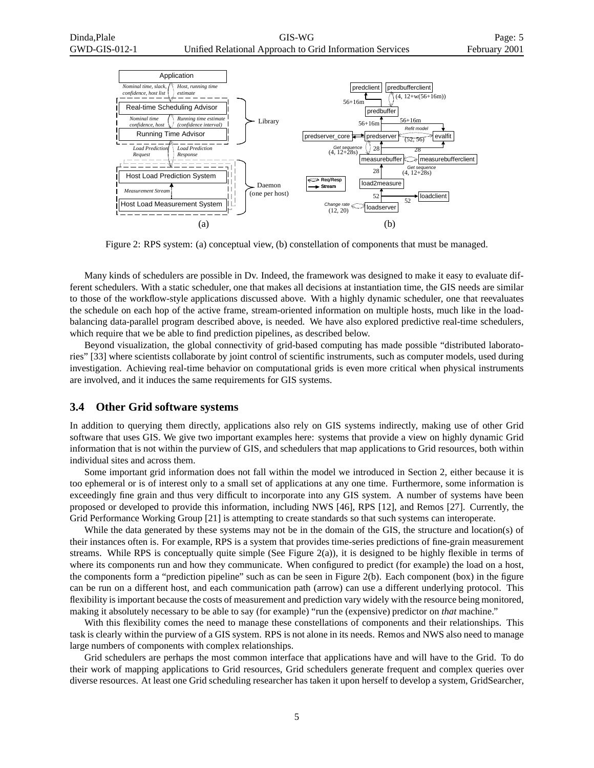Figure 2: RPS system: (a) conceptual view, (b) constellation of components that must be managed.

Many kinds of schedulers are possible in Dv. Indeed, the framework was designed to make it easy to evaluate different schedulers. With a static scheduler, one that makes all decisions at instantiation time, the GIS needs are similar to those of the workflow-style applications discussed above. With a highly dynamic scheduler, one that reevaluates the schedule on each hop of the active frame, stream-oriented information on multiple hosts, much like in the load-balancing data-parallel program described above, is needed. We have also explored predictive real-time schedulers, which require that we be able to find prediction pipelines, as described below.

Beyond visualization, the global connectivity of grid-based computing has made possible "distributed laboratories" [33] where scientists collaborate by joint control of scientific instruments, such as computer models, used during investigation. Achieving real-time behavior on computational grids is even more critical when physical instruments are involved, and it induces the same requirements for GIS systems.

## 3.4 Other Grid software systems

In addition to querying them directly, applications also rely on GIS systems indirectly, making use of other Grid software that uses GIS. We give two important examples here: systems that provide a view on highly dynamic Grid information that is not within the purview of GIS, and schedulers that map applications to Grid resources, both within individual sites and across them.

Some important grid information does not fall within the model we introduced in Section 2, either because it is too ephemeral or is of interest only to a small set of applications at any one time. Furthermore, some information is exceedingly fine grain and thus very difficult to incorporate into any GIS system. A number of systems have been proposed or developed to provide this information, including NWS [46], RPS [12], and Remos [27]. Currently, the Grid Performance Working Group [21] is attempting to create standards so that such systems can interoperate.

While the data generated by these systems may not be in the domain of the GIS, the structure and location(s) of their instances often is. For example, RPS is a system that provides time-series predictions of fine-grain measurement streams. While RPS is conceptually quite simple (See Figure 2(a)), it is designed to be highly flexible in terms of where its components run and how they communicate. When configured to predict (for example) the load on a host, the components form a "prediction pipeline" such as can be seen in Figure 2(b). Each component (box) in the figure can be run on a different host, and each communication path (arrow) can use a different underlying protocol. This flexibility is important because the costs of measurement and prediction vary widely with the resource being monitored, making it absolutely necessary to be able to say (for example) "run the (expensive) predictor on *that* machine."

With this flexibility comes the need to manage these constellations of components and their relationships. This task is clearly within the purview of a GIS system. RPS is not alone in its needs. Remos and NWS also need to manage large numbers of components with complex relationships.

Grid schedulers are perhaps the most common interface that applications have and will have to the Grid. To do their work of mapping applications to Grid resources, Grid schedulers generate frequent and complex queries over diverse resources. At least one Grid scheduling researcher has taken it upon herself to develop a system, GridSearcher,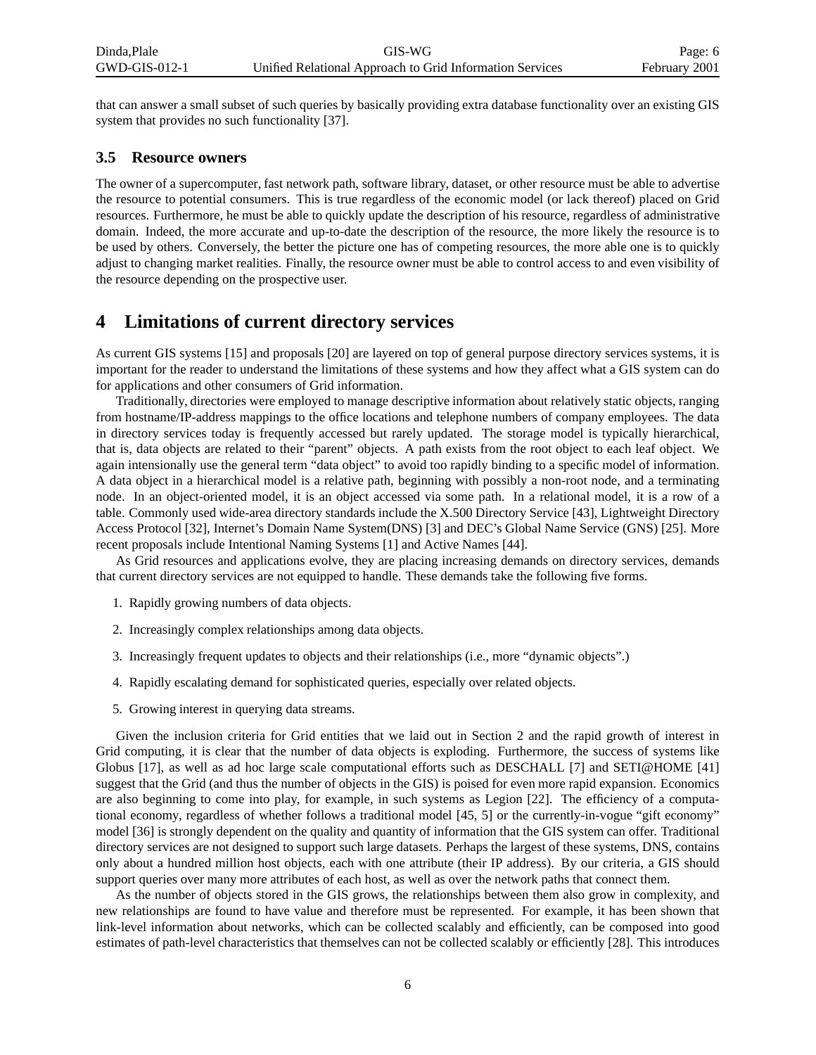that can answer a small subset of such queries by basically providing extra database functionality over an existing GIS system that provides no such functionality [37].

### 3.5 Resource owners

The owner of a supercomputer, fast network path, software library, dataset, or other resource must be able to advertise the resource to potential consumers. This is true regardless of the economic model (or lack thereof) placed on Grid resources. Furthermore, he must be able to quickly update the description of his resource, regardless of administrative domain. Indeed, the more accurate and up-to-date the description of the resource, the more likely the resource is to be used by others. Conversely, the better the picture one has of competing resources, the more able one is to quickly adjust to changing market realities. Finally, the resource owner must be able to control access to and even visibility of the resource depending on the prospective user.

## 4 Limitations of current directory services

As current GIS systems [15] and proposals [20] are layered on top of general purpose directory services systems, it is important for the reader to understand the limitations of these systems and how they affect what a GIS system can do for applications and other consumers of Grid information.

Traditionally, directories were employed to manage descriptive information about relatively static objects, ranging from hostname/IP-address mappings to the office locations and telephone numbers of company employees. The data in directory services today is frequently accessed but rarely updated. The storage model is typically hierarchical, that is, data objects are related to their "parent" objects. A path exists from the root object to each leaf object. We again intensionally use the general term "data object" to avoid too rapidly binding to a specific model of information. A data object in a hierarchical model is a relative path, beginning with possibly a non-root node, and a terminating node. In an object-oriented model, it is an object accessed via some path. In a relational model, it is a row of a table. Commonly used wide-area directory standards include the X.500 Directory Service [43], Lightweight Directory Access Protocol [32], Internet's Domain Name System(DNS) [3] and DEC's Global Name Service (GNS) [25]. More recent proposals include Intentional Naming Systems [1] and Active Names [44].

As Grid resources and applications evolve, they are placing increasing demands on directory services, demands that current directory services are not equipped to handle. These demands take the following five forms.

1. Rapidly growing numbers of data objects.
2. Increasingly complex relationships among data objects.
3. Increasingly frequent updates to objects and their relationships (i.e., more "dynamic objects".)
4. Rapidly escalating demand for sophisticated queries, especially over related objects.
5. Growing interest in querying data streams.

Given the inclusion criteria for Grid entities that we laid out in Section 2 and the rapid growth of interest in Grid computing, it is clear that the number of data objects is exploding. Furthermore, the success of systems like Globus [17], as well as ad hoc large scale computational efforts such as DESCHALL [7] and SETI@HOME [41] suggest that the Grid (and thus the number of objects in the GIS) is poised for even more rapid expansion. Economics are also beginning to come into play, for example, in such systems as Legion [22]. The efficiency of a computational economy, regardless of whether follows a traditional model [45, 5] or the currently-in-vogue "gift economy" model [36] is strongly dependent on the quality and quantity of information that the GIS system can offer. Traditional directory services are not designed to support such large datasets. Perhaps the largest of these systems, DNS, contains only about a hundred million host objects, each with one attribute (their IP address). By our criteria, a GIS should support queries over many more attributes of each host, as well as over the network paths that connect them.

As the number of objects stored in the GIS grows, the relationships between them also grow in complexity, and new relationships are found to have value and therefore must be represented. For example, it has been shown that link-level information about networks, which can be collected scalably and efficiently, can be composed into good estimates of path-level characteristics that themselves can not be collected scalably or efficiently [28]. This introduces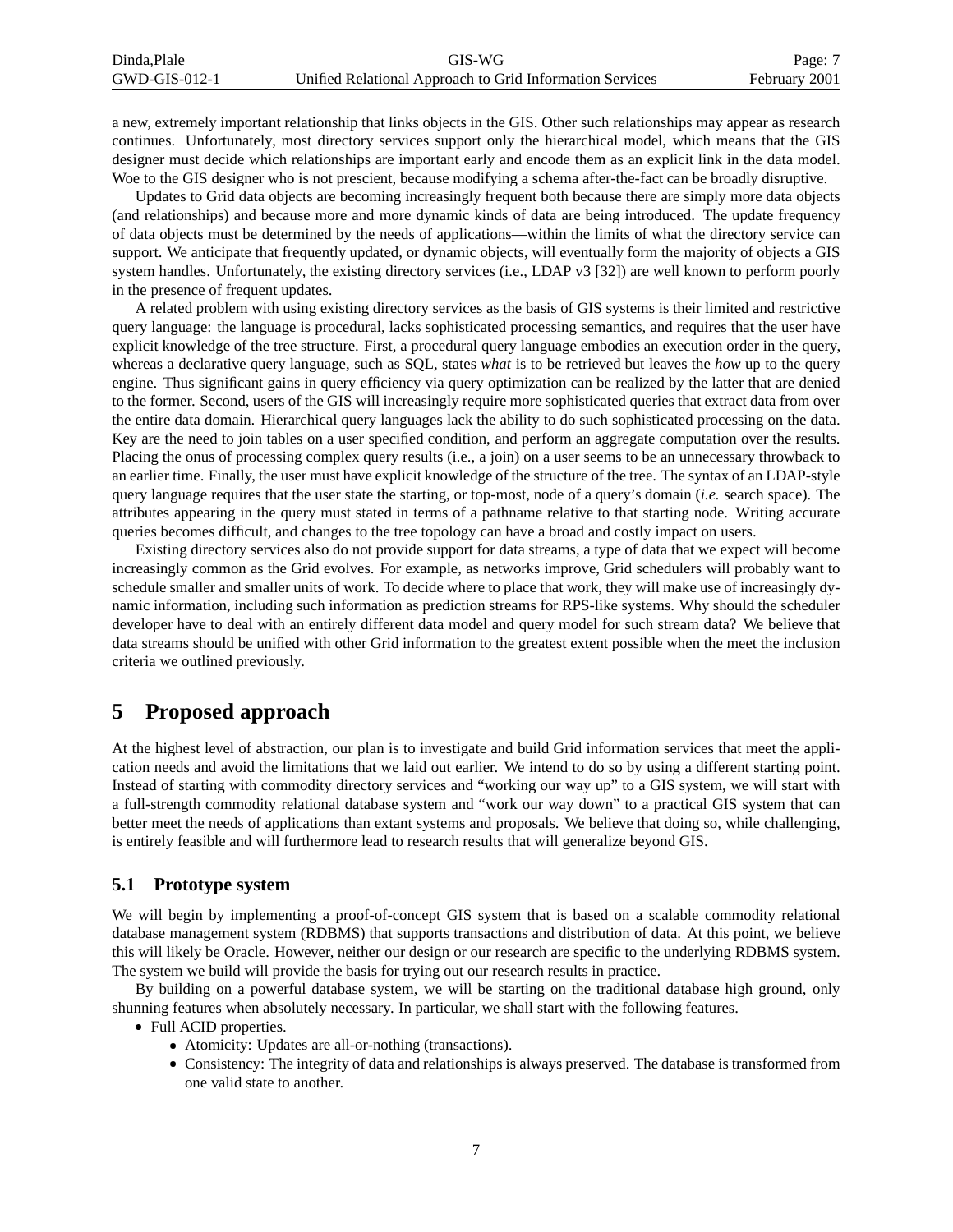a new, extremely important relationship that links objects in the GIS. Other such relationships may appear as research continues. Unfortunately, most directory services support only the hierarchical model, which means that the GIS designer must decide which relationships are important early and encode them as an explicit link in the data model. Woe to the GIS designer who is not prescient, because modifying a schema after-the-fact can be broadly disruptive.

Updates to Grid data objects are becoming increasingly frequent both because there are simply more data objects (and relationships) and because more and more dynamic kinds of data are being introduced. The update frequency of data objects must be determined by the needs of applications—within the limits of what the directory service can support. We anticipate that frequently updated, or dynamic objects, will eventually form the majority of objects a GIS system handles. Unfortunately, the existing directory services (i.e., LDAP v3 [32]) are well known to perform poorly in the presence of frequent updates.

A related problem with using existing directory services as the basis of GIS systems is their limited and restrictive query language: the language is procedural, lacks sophisticated processing semantics, and requires that the user have explicit knowledge of the tree structure. First, a procedural query language embodies an execution order in the query, whereas a declarative query language, such as SQL, states *what* is to be retrieved but leaves the *how* up to the query engine. Thus significant gains in query efficiency via query optimization can be realized by the latter that are denied to the former. Second, users of the GIS will increasingly require more sophisticated queries that extract data from over the entire data domain. Hierarchical query languages lack the ability to do such sophisticated processing on the data. Key are the need to join tables on a user specified condition, and perform an aggregate computation over the results. Placing the onus of processing complex query results (i.e., a join) on a user seems to be an unnecessary throwback to an earlier time. Finally, the user must have explicit knowledge of the structure of the tree. The syntax of an LDAP-style query language requires that the user state the starting, or top-most, node of a query's domain (*i.e.* search space). The attributes appearing in the query must stated in terms of a pathname relative to that starting node. Writing accurate queries becomes difficult, and changes to the tree topology can have a broad and costly impact on users.

Existing directory services also do not provide support for data streams, a type of data that we expect will become increasingly common as the Grid evolves. For example, as networks improve, Grid schedulers will probably want to schedule smaller and smaller units of work. To decide where to place that work, they will make use of increasingly dynamic information, including such information as prediction streams for RPS-like systems. Why should the scheduler developer have to deal with an entirely different data model and query model for such stream data? We believe that data streams should be unified with other Grid information to the greatest extent possible when the meet the inclusion criteria we outlined previously.

# 5 Proposed approach

At the highest level of abstraction, our plan is to investigate and build Grid information services that meet the application needs and avoid the limitations that we laid out earlier. We intend to do so by using a different starting point. Instead of starting with commodity directory services and "working our way up" to a GIS system, we will start with a full-strength commodity relational database system and "work our way down" to a practical GIS system that can better meet the needs of applications than extant systems and proposals. We believe that doing so, while challenging, is entirely feasible and will furthermore lead to research results that will generalize beyond GIS.

## 5.1 Prototype system

We will begin by implementing a proof-of-concept GIS system that is based on a scalable commodity relational database management system (RDBMS) that supports transactions and distribution of data. At this point, we believe this will likely be Oracle. However, neither our design or our research are specific to the underlying RDBMS system. The system we build will provide the basis for trying out our research results in practice.

By building on a powerful database system, we will be starting on the traditional database high ground, only shunning features when absolutely necessary. In particular, we shall start with the following features.

- Full ACID properties.
  - Atomicity: Updates are all-or-nothing (transactions).
  - Consistency: The integrity of data and relationships is always preserved. The database is transformed from one valid state to another.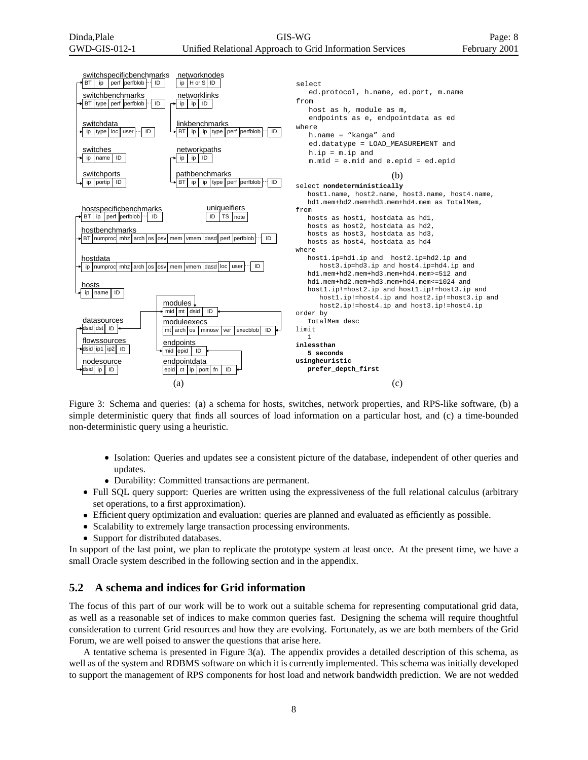```
select
   ed.protocol, h.name, ed.port, m.name
from
   host as h, module as m,
   endpoints as e, endpointdata as ed
where
   h.name = "kanga" and
   ed.datatype = LOAD_MEASUREMENT and
   h.ip = m.ip and
   m.mid = e.mid and e.epid = ed.epid
```

(b)

```
select nondeterministically
   host1.name, host2.name, host3.name, host4.name,
   hd1.mem+hd2.mem+hd3.mem+hd4.mem as TotalMem,
from
   hosts as host1, hostdata as hd1,
   hosts as host2, hostdata as hd2,
   hosts as host3, hostdata as hd3,
   hosts as host4, hostdata as hd4
where
   host1.ip=hd1.ip and  host2.ip=hd2.ip and
      host3.ip=hd3.ip and host4.ip=hd4.ip and
   hd1.mem+hd2.mem+hd3.mem+hd4.mem>=512 and
   hd1.mem+hd2.mem+hd3.mem+hd4.mem<=1024 and
   host1.ip!=host2.ip and host1.ip!=host3.ip and
      host1.ip!=host4.ip and host2.ip!=host3.ip and
      host2.ip!=host4.ip and host3.ip!=host4.ip
order by
   TotalMem desc
limit
   1
inlessthan
   5 seconds
usingheuristic
   prefer_depth_first
```

(c)

Figure 3: Schema and queries: (a) a schema for hosts, switches, network properties, and RPS-like software, (b) a simple deterministic query that finds all sources of load information on a particular host, and (c) a time-bounded non-deterministic query using a heuristic.

  - Isolation: Queries and updates see a consistent picture of the database, independent of other queries and updates.
  - Durability: Committed transactions are permanent.
- Full SQL query support: Queries are written using the expressiveness of the full relational calculus (arbitrary set operations, to a first approximation).
- Efficient query optimization and evaluation: queries are planned and evaluated as efficiently as possible.
- Scalability to extremely large transaction processing environments.
- Support for distributed databases.

In support of the last point, we plan to replicate the prototype system at least once. At the present time, we have a small Oracle system described in the following section and in the appendix.

## 5.2 A schema and indices for Grid information

The focus of this part of our work will be to work out a suitable schema for representing computational grid data, as well as a reasonable set of indices to make common queries fast. Designing the schema will require thoughtful consideration to current Grid resources and how they are evolving. Fortunately, as we are both members of the Grid Forum, we are well poised to answer the questions that arise here.

A tentative schema is presented in Figure 3(a). The appendix provides a detailed description of this schema, as well as of the system and RDBMS software on which it is currently implemented. This schema was initially developed to support the management of RPS components for host load and network bandwidth prediction. We are not wedded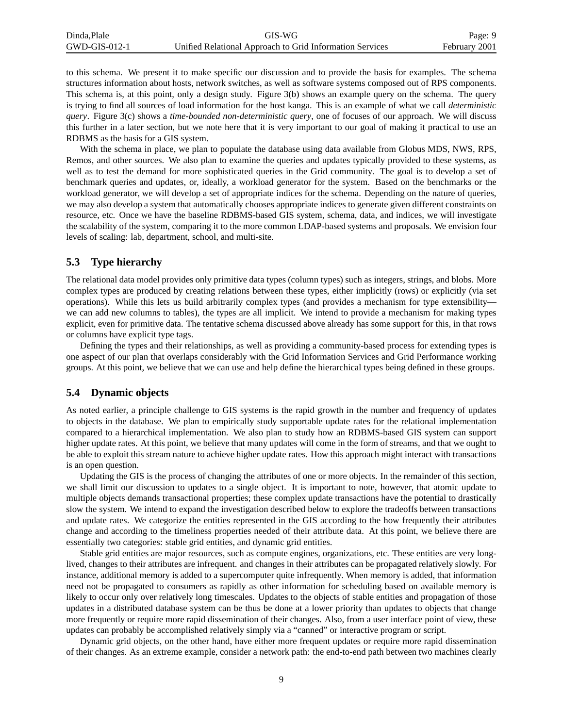to this schema. We present it to make specific our discussion and to provide the basis for examples. The schema structures information about hosts, network switches, as well as software systems composed out of RPS components. This schema is, at this point, only a design study. Figure 3(b) shows an example query on the schema. The query is trying to find all sources of load information for the host kanga. This is an example of what we call *deterministic query*. Figure 3(c) shows a *time-bounded non-deterministic query*, one of focuses of our approach. We will discuss this further in a later section, but we note here that it is very important to our goal of making it practical to use an RDBMS as the basis for a GIS system.

With the schema in place, we plan to populate the database using data available from Globus MDS, NWS, RPS, Remos, and other sources. We also plan to examine the queries and updates typically provided to these systems, as well as to test the demand for more sophisticated queries in the Grid community. The goal is to develop a set of benchmark queries and updates, or, ideally, a workload generator for the system. Based on the benchmarks or the workload generator, we will develop a set of appropriate indices for the schema. Depending on the nature of queries, we may also develop a system that automatically chooses appropriate indices to generate given different constraints on resource, etc. Once we have the baseline RDBMS-based GIS system, schema, data, and indices, we will investigate the scalability of the system, comparing it to the more common LDAP-based systems and proposals. We envision four levels of scaling: lab, department, school, and multi-site.

## 5.3 Type hierarchy

The relational data model provides only primitive data types (column types) such as integers, strings, and blobs. More complex types are produced by creating relations between these types, either implicitly (rows) or explicitly (via set operations). While this lets us build arbitrarily complex types (and provides a mechanism for type extensibility—we can add new columns to tables), the types are all implicit. We intend to provide a mechanism for making types explicit, even for primitive data. The tentative schema discussed above already has some support for this, in that rows or columns have explicit type tags.

Defining the types and their relationships, as well as providing a community-based process for extending types is one aspect of our plan that overlaps considerably with the Grid Information Services and Grid Performance working groups. At this point, we believe that we can use and help define the hierarchical types being defined in these groups.

## 5.4 Dynamic objects

As noted earlier, a principle challenge to GIS systems is the rapid growth in the number and frequency of updates to objects in the database. We plan to empirically study supportable update rates for the relational implementation compared to a hierarchical implementation. We also plan to study how an RDBMS-based GIS system can support higher update rates. At this point, we believe that many updates will come in the form of streams, and that we ought to be able to exploit this stream nature to achieve higher update rates. How this approach might interact with transactions is an open question.

Updating the GIS is the process of changing the attributes of one or more objects. In the remainder of this section, we shall limit our discussion to updates to a single object. It is important to note, however, that atomic update to multiple objects demands transactional properties; these complex update transactions have the potential to drastically slow the system. We intend to expand the investigation described below to explore the tradeoffs between transactions and update rates. We categorize the entities represented in the GIS according to the how frequently their attributes change and according to the timeliness properties needed of their attribute data. At this point, we believe there are essentially two categories: stable grid entities, and dynamic grid entities.

Stable grid entities are major resources, such as compute engines, organizations, etc. These entities are very long-lived, changes to their attributes are infrequent. and changes in their attributes can be propagated relatively slowly. For instance, additional memory is added to a supercomputer quite infrequently. When memory is added, that information need not be propagated to consumers as rapidly as other information for scheduling based on available memory is likely to occur only over relatively long timescales. Updates to the objects of stable entities and propagation of those updates in a distributed database system can be thus be done at a lower priority than updates to objects that change more frequently or require more rapid dissemination of their changes. Also, from a user interface point of view, these updates can probably be accomplished relatively simply via a "canned" or interactive program or script.

Dynamic grid objects, on the other hand, have either more frequent updates or require more rapid dissemination of their changes. As an extreme example, consider a network path: the end-to-end path between two machines clearly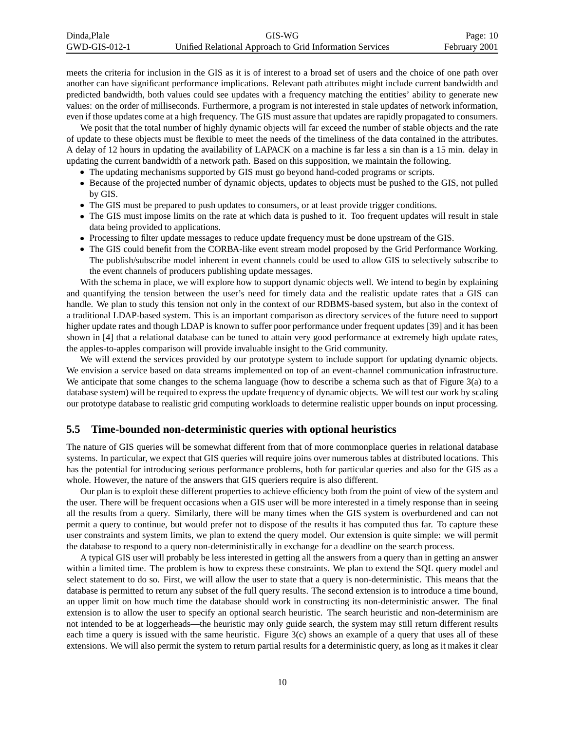meets the criteria for inclusion in the GIS as it is of interest to a broad set of users and the choice of one path over another can have significant performance implications. Relevant path attributes might include current bandwidth and predicted bandwidth, both values could see updates with a frequency matching the entities' ability to generate new values: on the order of milliseconds. Furthermore, a program is not interested in stale updates of network information, even if those updates come at a high frequency. The GIS must assure that updates are rapidly propagated to consumers.

We posit that the total number of highly dynamic objects will far exceed the number of stable objects and the rate of update to these objects must be flexible to meet the needs of the timeliness of the data contained in the attributes. A delay of 12 hours in updating the availability of LAPACK on a machine is far less a sin than is a 15 min. delay in updating the current bandwidth of a network path. Based on this supposition, we maintain the following.

- The updating mechanisms supported by GIS must go beyond hand-coded programs or scripts.
- Because of the projected number of dynamic objects, updates to objects must be pushed to the GIS, not pulled by GIS.
- The GIS must be prepared to push updates to consumers, or at least provide trigger conditions.
- The GIS must impose limits on the rate at which data is pushed to it. Too frequent updates will result in stale data being provided to applications.
- Processing to filter update messages to reduce update frequency must be done upstream of the GIS.
- The GIS could benefit from the CORBA-like event stream model proposed by the Grid Performance Working. The publish/subscribe model inherent in event channels could be used to allow GIS to selectively subscribe to the event channels of producers publishing update messages.

With the schema in place, we will explore how to support dynamic objects well. We intend to begin by explaining and quantifying the tension between the user's need for timely data and the realistic update rates that a GIS can handle. We plan to study this tension not only in the context of our RDBMS-based system, but also in the context of a traditional LDAP-based system. This is an important comparison as directory services of the future need to support higher update rates and though LDAP is known to suffer poor performance under frequent updates [39] and it has been shown in [4] that a relational database can be tuned to attain very good performance at extremely high update rates, the apples-to-apples comparison will provide invaluable insight to the Grid community.

We will extend the services provided by our prototype system to include support for updating dynamic objects. We envision a service based on data streams implemented on top of an event-channel communication infrastructure. We anticipate that some changes to the schema language (how to describe a schema such as that of Figure 3(a) to a database system) will be required to express the update frequency of dynamic objects. We will test our work by scaling our prototype database to realistic grid computing workloads to determine realistic upper bounds on input processing.

## 5.5 Time-bounded non-deterministic queries with optional heuristics

The nature of GIS queries will be somewhat different from that of more commonplace queries in relational database systems. In particular, we expect that GIS queries will require joins over numerous tables at distributed locations. This has the potential for introducing serious performance problems, both for particular queries and also for the GIS as a whole. However, the nature of the answers that GIS queriers require is also different.

Our plan is to exploit these different properties to achieve efficiency both from the point of view of the system and the user. There will be frequent occasions when a GIS user will be more interested in a timely response than in seeing all the results from a query. Similarly, there will be many times when the GIS system is overburdened and can not permit a query to continue, but would prefer not to dispose of the results it has computed thus far. To capture these user constraints and system limits, we plan to extend the query model. Our extension is quite simple: we will permit the database to respond to a query non-deterministically in exchange for a deadline on the search process.

A typical GIS user will probably be less interested in getting all the answers from a query than in getting an answer within a limited time. The problem is how to express these constraints. We plan to extend the SQL query model and select statement to do so. First, we will allow the user to state that a query is non-deterministic. This means that the database is permitted to return any subset of the full query results. The second extension is to introduce a time bound, an upper limit on how much time the database should work in constructing its non-deterministic answer. The final extension is to allow the user to specify an optional search heuristic. The search heuristic and non-determinism are not intended to be at loggerheads—the heuristic may only guide search, the system may still return different results each time a query is issued with the same heuristic. Figure 3(c) shows an example of a query that uses all of these extensions. We will also permit the system to return partial results for a deterministic query, as long as it makes it clear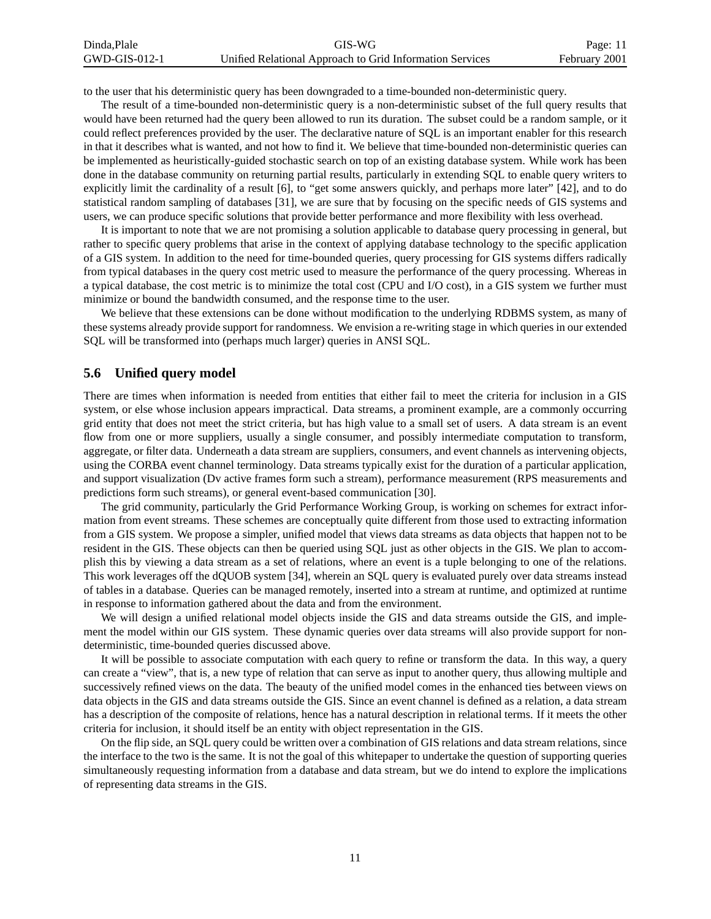to the user that his deterministic query has been downgraded to a time-bounded non-deterministic query.

The result of a time-bounded non-deterministic query is a non-deterministic subset of the full query results that would have been returned had the query been allowed to run its duration. The subset could be a random sample, or it could reflect preferences provided by the user. The declarative nature of SQL is an important enabler for this research in that it describes what is wanted, and not how to find it. We believe that time-bounded non-deterministic queries can be implemented as heuristically-guided stochastic search on top of an existing database system. While work has been done in the database community on returning partial results, particularly in extending SQL to enable query writers to explicitly limit the cardinality of a result [6], to "get some answers quickly, and perhaps more later" [42], and to do statistical random sampling of databases [31], we are sure that by focusing on the specific needs of GIS systems and users, we can produce specific solutions that provide better performance and more flexibility with less overhead.

It is important to note that we are not promising a solution applicable to database query processing in general, but rather to specific query problems that arise in the context of applying database technology to the specific application of a GIS system. In addition to the need for time-bounded queries, query processing for GIS systems differs radically from typical databases in the query cost metric used to measure the performance of the query processing. Whereas in a typical database, the cost metric is to minimize the total cost (CPU and I/O cost), in a GIS system we further must minimize or bound the bandwidth consumed, and the response time to the user.

We believe that these extensions can be done without modification to the underlying RDBMS system, as many of these systems already provide support for randomness. We envision a re-writing stage in which queries in our extended SQL will be transformed into (perhaps much larger) queries in ANSI SQL.

## 5.6 Unified query model

There are times when information is needed from entities that either fail to meet the criteria for inclusion in a GIS system, or else whose inclusion appears impractical. Data streams, a prominent example, are a commonly occurring grid entity that does not meet the strict criteria, but has high value to a small set of users. A data stream is an event flow from one or more suppliers, usually a single consumer, and possibly intermediate computation to transform, aggregate, or filter data. Underneath a data stream are suppliers, consumers, and event channels as intervening objects, using the CORBA event channel terminology. Data streams typically exist for the duration of a particular application, and support visualization (Dv active frames form such a stream), performance measurement (RPS measurements and predictions form such streams), or general event-based communication [30].

The grid community, particularly the Grid Performance Working Group, is working on schemes for extract information from event streams. These schemes are conceptually quite different from those used to extracting information from a GIS system. We propose a simpler, unified model that views data streams as data objects that happen not to be resident in the GIS. These objects can then be queried using SQL just as other objects in the GIS. We plan to accomplish this by viewing a data stream as a set of relations, where an event is a tuple belonging to one of the relations. This work leverages off the dQUOB system [34], wherein an SQL query is evaluated purely over data streams instead of tables in a database. Queries can be managed remotely, inserted into a stream at runtime, and optimized at runtime in response to information gathered about the data and from the environment.

We will design a unified relational model objects inside the GIS and data streams outside the GIS, and implement the model within our GIS system. These dynamic queries over data streams will also provide support for non-deterministic, time-bounded queries discussed above.

It will be possible to associate computation with each query to refine or transform the data. In this way, a query can create a "view", that is, a new type of relation that can serve as input to another query, thus allowing multiple and successively refined views on the data. The beauty of the unified model comes in the enhanced ties between views on data objects in the GIS and data streams outside the GIS. Since an event channel is defined as a relation, a data stream has a description of the composite of relations, hence has a natural description in relational terms. If it meets the other criteria for inclusion, it should itself be an entity with object representation in the GIS.

On the flip side, an SQL query could be written over a combination of GIS relations and data stream relations, since the interface to the two is the same. It is not the goal of this whitepaper to undertake the question of supporting queries simultaneously requesting information from a database and data stream, but we do intend to explore the implications of representing data streams in the GIS.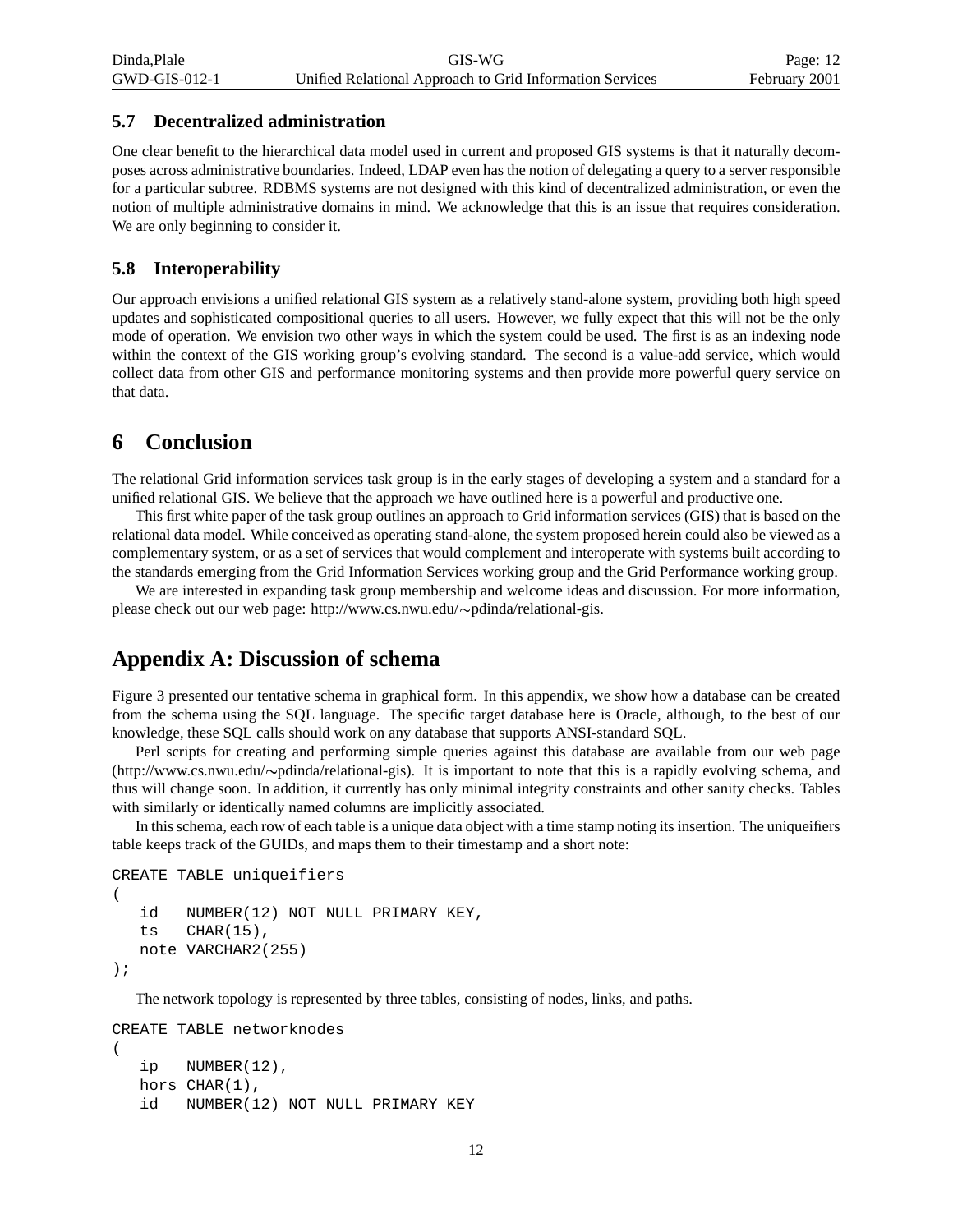### 5.7 Decentralized administration

One clear benefit to the hierarchical data model used in current and proposed GIS systems is that it naturally decomposes across administrative boundaries. Indeed, LDAP even has the notion of delegating a query to a server responsible for a particular subtree. RDBMS systems are not designed with this kind of decentralized administration, or even the notion of multiple administrative domains in mind. We acknowledge that this is an issue that requires consideration. We are only beginning to consider it.

### 5.8 Interoperability

Our approach envisions a unified relational GIS system as a relatively stand-alone system, providing both high speed updates and sophisticated compositional queries to all users. However, we fully expect that this will not be the only mode of operation. We envision two other ways in which the system could be used. The first is as an indexing node within the context of the GIS working group's evolving standard. The second is a value-add service, which would collect data from other GIS and performance monitoring systems and then provide more powerful query service on that data.

## 6 Conclusion

The relational Grid information services task group is in the early stages of developing a system and a standard for a unified relational GIS. We believe that the approach we have outlined here is a powerful and productive one.

This first white paper of the task group outlines an approach to Grid information services (GIS) that is based on the relational data model. While conceived as operating stand-alone, the system proposed herein could also be viewed as a complementary system, or as a set of services that would complement and interoperate with systems built according to the standards emerging from the Grid Information Services working group and the Grid Performance working group.

We are interested in expanding task group membership and welcome ideas and discussion. For more information, please check out our web page: http://www.cs.nwu.edu/∼pdinda/relational-gis.

## Appendix A: Discussion of schema

Figure 3 presented our tentative schema in graphical form. In this appendix, we show how a database can be created from the schema using the SQL language. The specific target database here is Oracle, although, to the best of our knowledge, these SQL calls should work on any database that supports ANSI-standard SQL.

Perl scripts for creating and performing simple queries against this database are available from our web page (http://www.cs.nwu.edu/∼pdinda/relational-gis). It is important to note that this is a rapidly evolving schema, and thus will change soon. In addition, it currently has only minimal integrity constraints and other sanity checks. Tables with similarly or identically named columns are implicitly associated.

In this schema, each row of each table is a unique data object with a time stamp noting its insertion. The uniqueifiers table keeps track of the GUIDs, and maps them to their timestamp and a short note:

```
CREATE TABLE uniqueifiers
(
   id   NUMBER(12) NOT NULL PRIMARY KEY,
   ts   CHAR(15),
   note VARCHAR2(255)
);
```

The network topology is represented by three tables, consisting of nodes, links, and paths.

```
CREATE TABLE networknodes
(
   ip   NUMBER(12),
   hors CHAR(1),
   id   NUMBER(12) NOT NULL PRIMARY KEY
```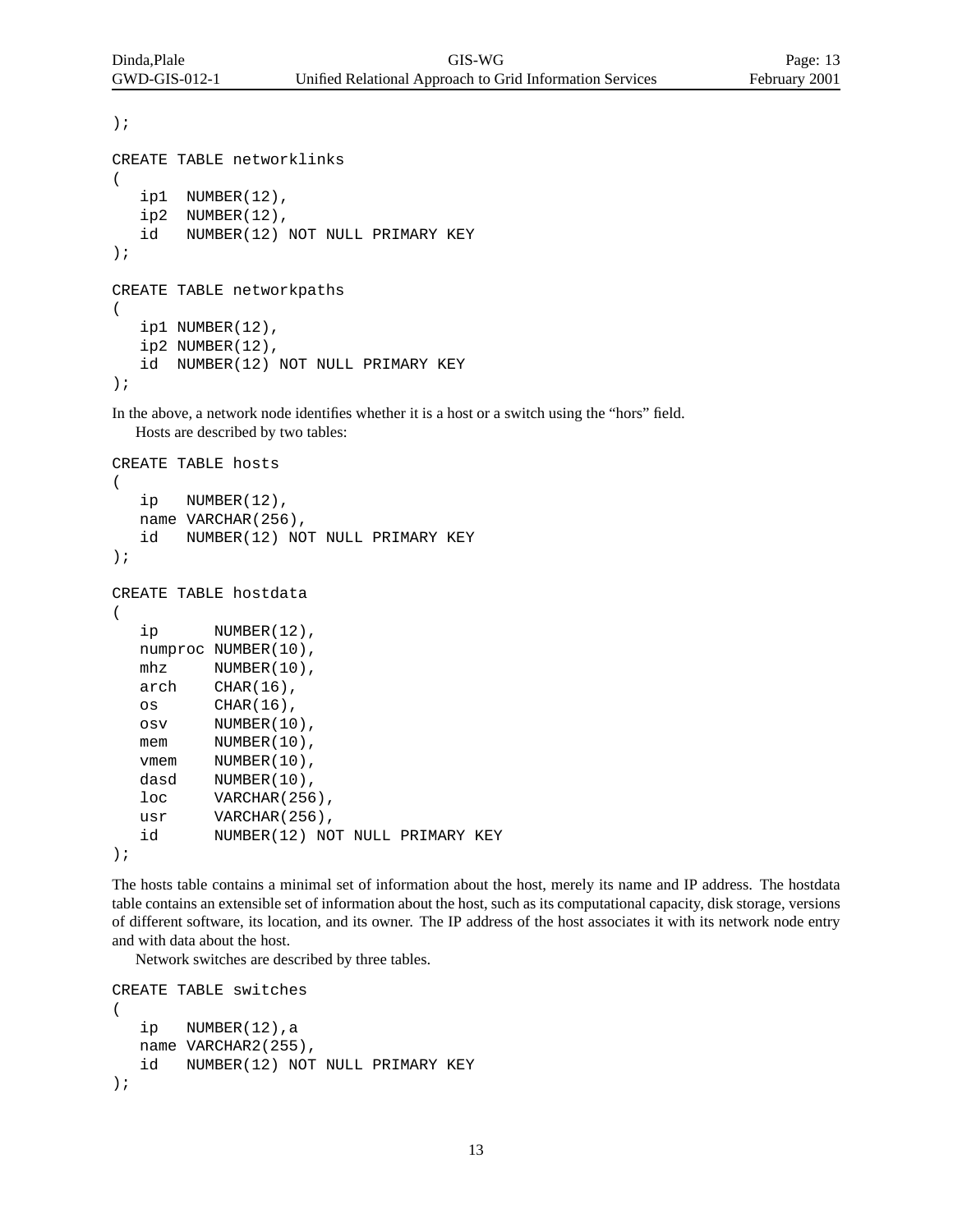```
);

CREATE TABLE networklinks
(
   ip1  NUMBER(12),
   ip2  NUMBER(12),
   id   NUMBER(12) NOT NULL PRIMARY KEY
);

CREATE TABLE networkpaths
(
   ip1 NUMBER(12),
   ip2 NUMBER(12),
   id  NUMBER(12) NOT NULL PRIMARY KEY
);
```

In the above, a network node identifies whether it is a host or a switch using the "hors" field.

Hosts are described by two tables:

```
CREATE TABLE hosts
(
   ip   NUMBER(12),
   name VARCHAR(256),
   id   NUMBER(12) NOT NULL PRIMARY KEY
);

CREATE TABLE hostdata
(
   ip      NUMBER(12),
   numproc NUMBER(10),
   mhz     NUMBER(10),
   arch    CHAR(16),
   os      CHAR(16),
   osv     NUMBER(10),
   mem     NUMBER(10),
   vmem    NUMBER(10),
   dasd    NUMBER(10),
   loc     VARCHAR(256),
   usr     VARCHAR(256),
   id      NUMBER(12) NOT NULL PRIMARY KEY
);
```

The hosts table contains a minimal set of information about the host, merely its name and IP address. The hostdata table contains an extensible set of information about the host, such as its computational capacity, disk storage, versions of different software, its location, and its owner. The IP address of the host associates it with its network node entry and with data about the host.

Network switches are described by three tables.

```
CREATE TABLE switches
(
   ip   NUMBER(12),a
   name VARCHAR2(255),
   id   NUMBER(12) NOT NULL PRIMARY KEY
);
```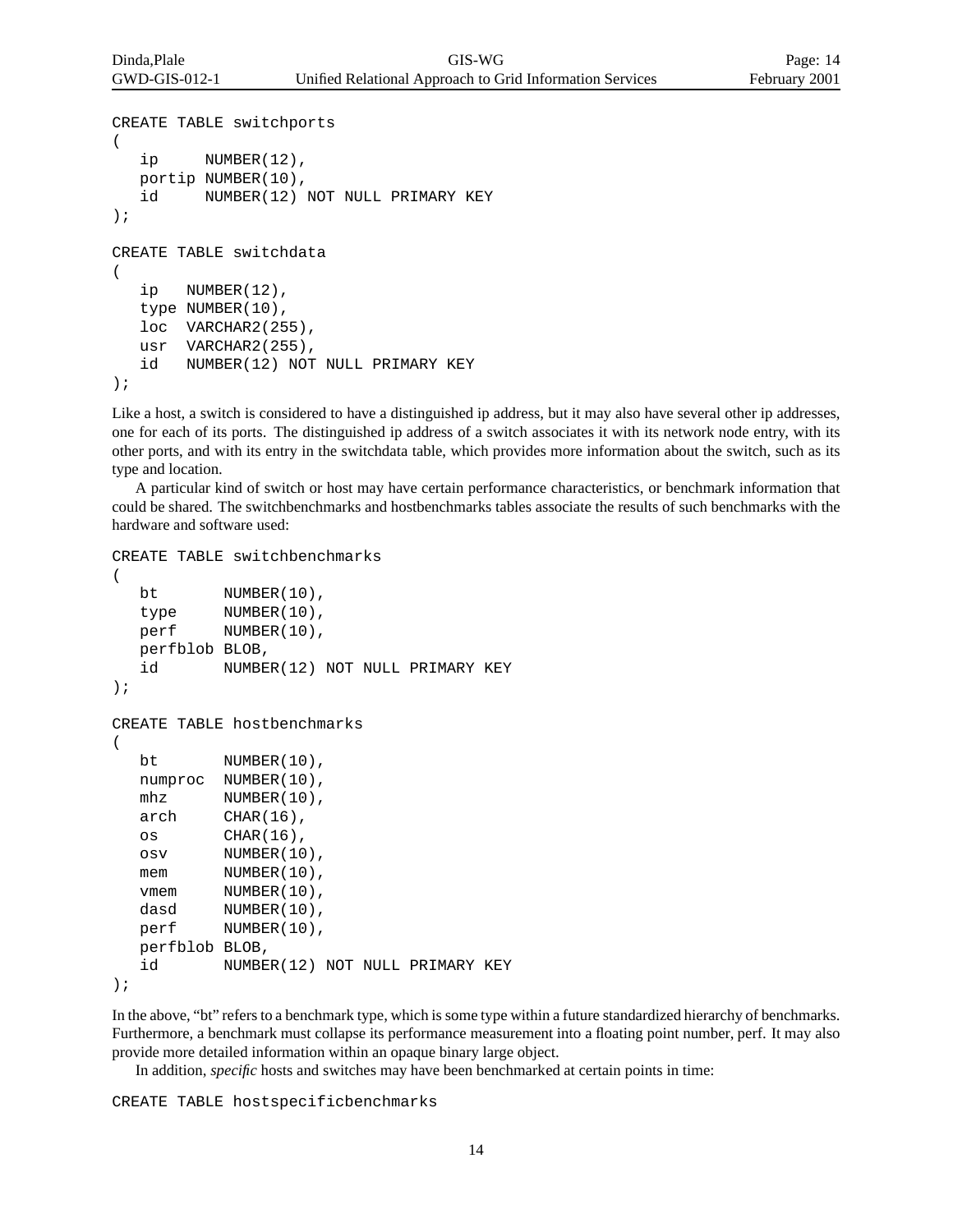```
CREATE TABLE switchports
(
   ip     NUMBER(12),
   portip NUMBER(10),
   id     NUMBER(12) NOT NULL PRIMARY KEY
);

CREATE TABLE switchdata
(
   ip   NUMBER(12),
   type NUMBER(10),
   loc  VARCHAR2(255),
   usr  VARCHAR2(255),
   id   NUMBER(12) NOT NULL PRIMARY KEY
);
```

Like a host, a switch is considered to have a distinguished ip address, but it may also have several other ip addresses, one for each of its ports. The distinguished ip address of a switch associates it with its network node entry, with its other ports, and with its entry in the switchdata table, which provides more information about the switch, such as its type and location.

A particular kind of switch or host may have certain performance characteristics, or benchmark information that could be shared. The switchbenchmarks and hostbenchmarks tables associate the results of such benchmarks with the hardware and software used:

```
CREATE TABLE switchbenchmarks
(
   bt       NUMBER(10),
   type     NUMBER(10),
   perf     NUMBER(10),
   perfblob BLOB,
   id       NUMBER(12) NOT NULL PRIMARY KEY
);

CREATE TABLE hostbenchmarks
(
   bt       NUMBER(10),
   numproc  NUMBER(10),
   mhz      NUMBER(10),
   arch     CHAR(16),
   os       CHAR(16),
   osv      NUMBER(10),
   mem      NUMBER(10),
   vmem     NUMBER(10),
   dasd     NUMBER(10),
   perf     NUMBER(10),
   perfblob BLOB,
   id       NUMBER(12) NOT NULL PRIMARY KEY
);
```

In the above, "bt" refers to a benchmark type, which is some type within a future standardized hierarchy of benchmarks. Furthermore, a benchmark must collapse its performance measurement into a floating point number, perf. It may also provide more detailed information within an opaque binary large object.

In addition, *specific* hosts and switches may have been benchmarked at certain points in time:

```
CREATE TABLE hostspecificbenchmarks
```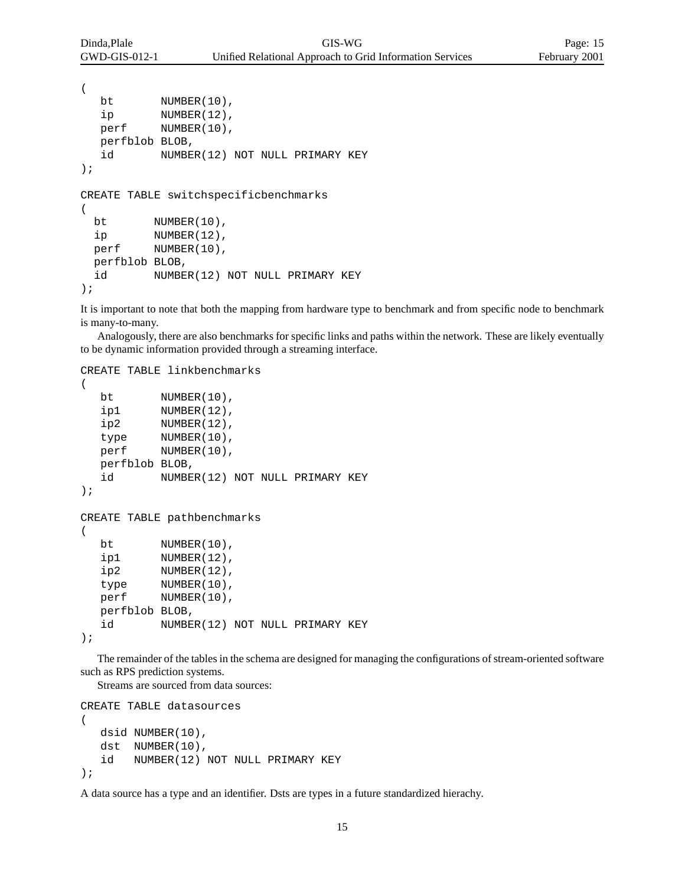```
(
   bt       NUMBER(10),
   ip       NUMBER(12),
   perf     NUMBER(10),
   perfblob BLOB,
   id       NUMBER(12) NOT NULL PRIMARY KEY
);

CREATE TABLE switchspecificbenchmarks
(
  bt       NUMBER(10),
  ip       NUMBER(12),
  perf     NUMBER(10),
  perfblob BLOB,
  id       NUMBER(12) NOT NULL PRIMARY KEY
);
```

It is important to note that both the mapping from hardware type to benchmark and from specific node to benchmark is many-to-many.

Analogously, there are also benchmarks for specific links and paths within the network. These are likely eventually to be dynamic information provided through a streaming interface.

```
CREATE TABLE linkbenchmarks
(
   bt       NUMBER(10),
   ip1      NUMBER(12),
   ip2      NUMBER(12),
   type     NUMBER(10),
   perf     NUMBER(10),
   perfblob BLOB,
   id       NUMBER(12) NOT NULL PRIMARY KEY
);

CREATE TABLE pathbenchmarks
(
   bt       NUMBER(10),
   ip1      NUMBER(12),
   ip2      NUMBER(12),
   type     NUMBER(10),
   perf     NUMBER(10),
   perfblob BLOB,
   id       NUMBER(12) NOT NULL PRIMARY KEY
);
```

The remainder of the tables in the schema are designed for managing the configurations of stream-oriented software such as RPS prediction systems.

Streams are sourced from data sources:

```
CREATE TABLE datasources
(
   dsid NUMBER(10),
   dst  NUMBER(10),
   id   NUMBER(12) NOT NULL PRIMARY KEY
);
```

A data source has a type and an identifier. Dsts are types in a future standardized hierachy.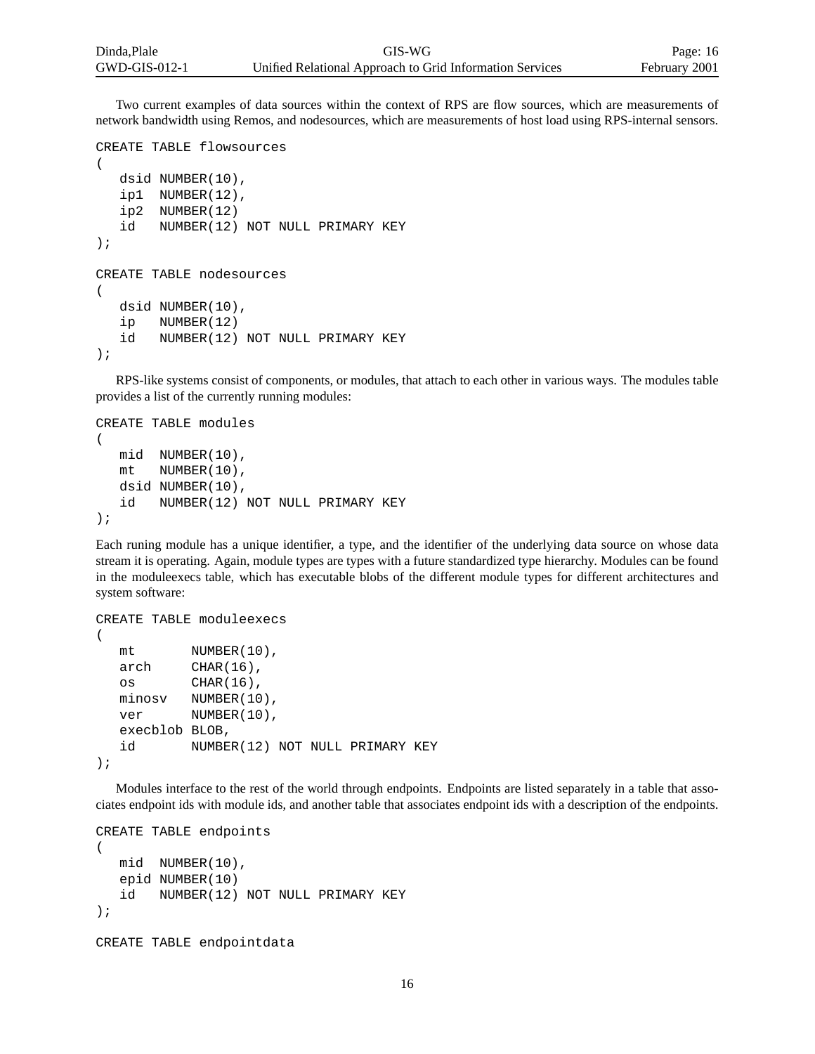Two current examples of data sources within the context of RPS are flow sources, which are measurements of network bandwidth using Remos, and nodesources, which are measurements of host load using RPS-internal sensors.

```
CREATE TABLE flowsources
(
   dsid NUMBER(10),
   ip1  NUMBER(12),
   ip2  NUMBER(12)
   id   NUMBER(12) NOT NULL PRIMARY KEY
);

CREATE TABLE nodesources
(
   dsid NUMBER(10),
   ip   NUMBER(12)
   id   NUMBER(12) NOT NULL PRIMARY KEY
);
```

RPS-like systems consist of components, or modules, that attach to each other in various ways. The modules table provides a list of the currently running modules:

```
CREATE TABLE modules
(
   mid  NUMBER(10),
   mt   NUMBER(10),
   dsid NUMBER(10),
   id   NUMBER(12) NOT NULL PRIMARY KEY
);
```

Each runing module has a unique identifier, a type, and the identifier of the underlying data source on whose data stream it is operating. Again, module types are types with a future standardized type hierarchy. Modules can be found in the moduleexecs table, which has executable blobs of the different module types for different architectures and system software:

```
CREATE TABLE moduleexecs
(
   mt       NUMBER(10),
   arch     CHAR(16),
   os       CHAR(16),
   minosv   NUMBER(10),
   ver      NUMBER(10),
   execblob BLOB,
   id       NUMBER(12) NOT NULL PRIMARY KEY
);
```

Modules interface to the rest of the world through endpoints. Endpoints are listed separately in a table that associates endpoint ids with module ids, and another table that associates endpoint ids with a description of the endpoints.

```
CREATE TABLE endpoints
(
   mid  NUMBER(10),
   epid NUMBER(10)
   id   NUMBER(12) NOT NULL PRIMARY KEY
);

CREATE TABLE endpointdata
```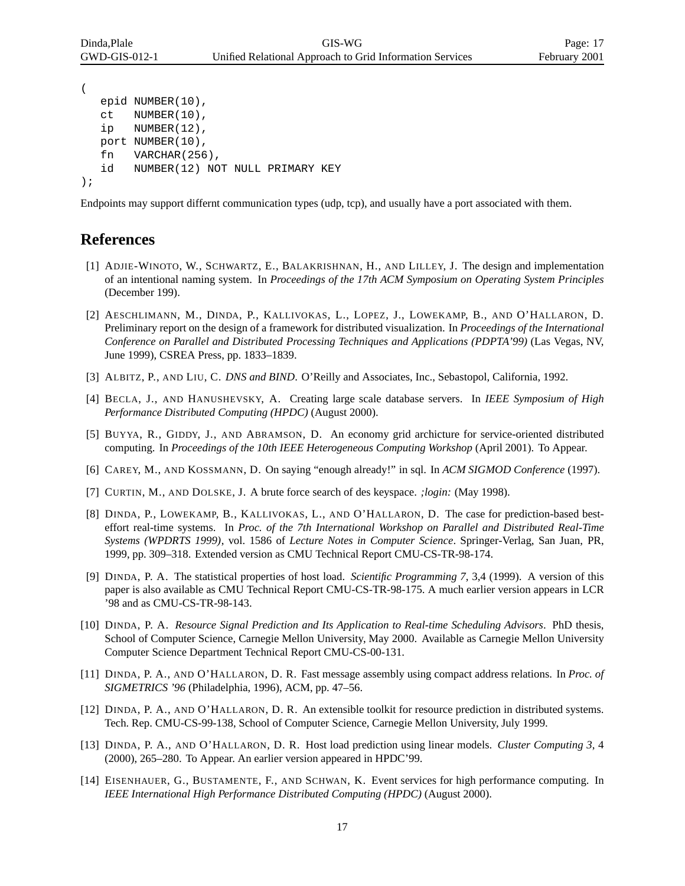```
(
   epid NUMBER(10),
   ct   NUMBER(10),
   ip   NUMBER(12),
   port NUMBER(10),
   fn   VARCHAR(256),
   id   NUMBER(12) NOT NULL PRIMARY KEY
);
```

Endpoints may support differnt communication types (udp, tcp), and usually have a port associated with them.

## References

[1] ADJIE-WINOTO, W., SCHWARTZ, E., BALAKRISHNAN, H., AND LILLEY, J. The design and implementation of an intentional naming system. In *Proceedings of the 17th ACM Symposium on Operating System Principles* (December 199).

[2] AESCHLIMANN, M., DINDA, P., KALLIVOKAS, L., LOPEZ, J., LOWEKAMP, B., AND O'HALLARON, D. Preliminary report on the design of a framework for distributed visualization. In *Proceedings of the International Conference on Parallel and Distributed Processing Techniques and Applications (PDPTA'99)* (Las Vegas, NV, June 1999), CSREA Press, pp. 1833–1839.

[3] ALBITZ, P., AND LIU, C. *DNS and BIND*. O'Reilly and Associates, Inc., Sebastopol, California, 1992.

[4] BECLA, J., AND HANUSHEVSKY, A. Creating large scale database servers. In *IEEE Symposium of High Performance Distributed Computing (HPDC)* (August 2000).

[5] BUYYA, R., GIDDY, J., AND ABRAMSON, D. An economy grid archicture for service-oriented distributed computing. In *Proceedings of the 10th IEEE Heterogeneous Computing Workshop* (April 2001). To Appear.

[6] CAREY, M., AND KOSSMANN, D. On saying "enough already!" in sql. In *ACM SIGMOD Conference* (1997).

[7] CURTIN, M., AND DOLSKE, J. A brute force search of des keyspace. *;login:* (May 1998).

[8] DINDA, P., LOWEKAMP, B., KALLIVOKAS, L., AND O'HALLARON, D. The case for prediction-based best-effort real-time systems. In *Proc. of the 7th International Workshop on Parallel and Distributed Real-Time Systems (WPDRTS 1999)*, vol. 1586 of *Lecture Notes in Computer Science*. Springer-Verlag, San Juan, PR, 1999, pp. 309–318. Extended version as CMU Technical Report CMU-CS-TR-98-174.

[9] DINDA, P. A. The statistical properties of host load. *Scientific Programming 7*, 3,4 (1999). A version of this paper is also available as CMU Technical Report CMU-CS-TR-98-175. A much earlier version appears in LCR '98 and as CMU-CS-TR-98-143.

[10] DINDA, P. A. *Resource Signal Prediction and Its Application to Real-time Scheduling Advisors*. PhD thesis, School of Computer Science, Carnegie Mellon University, May 2000. Available as Carnegie Mellon University Computer Science Department Technical Report CMU-CS-00-131.

[11] DINDA, P. A., AND O'HALLARON, D. R. Fast message assembly using compact address relations. In *Proc. of SIGMETRICS '96* (Philadelphia, 1996), ACM, pp. 47–56.

[12] DINDA, P. A., AND O'HALLARON, D. R. An extensible toolkit for resource prediction in distributed systems. Tech. Rep. CMU-CS-99-138, School of Computer Science, Carnegie Mellon University, July 1999.

[13] DINDA, P. A., AND O'HALLARON, D. R. Host load prediction using linear models. *Cluster Computing 3*, 4 (2000), 265–280. To Appear. An earlier version appeared in HPDC'99.

[14] EISENHAUER, G., BUSTAMENTE, F., AND SCHWAN, K. Event services for high performance computing. In *IEEE International High Performance Distributed Computing (HPDC)* (August 2000).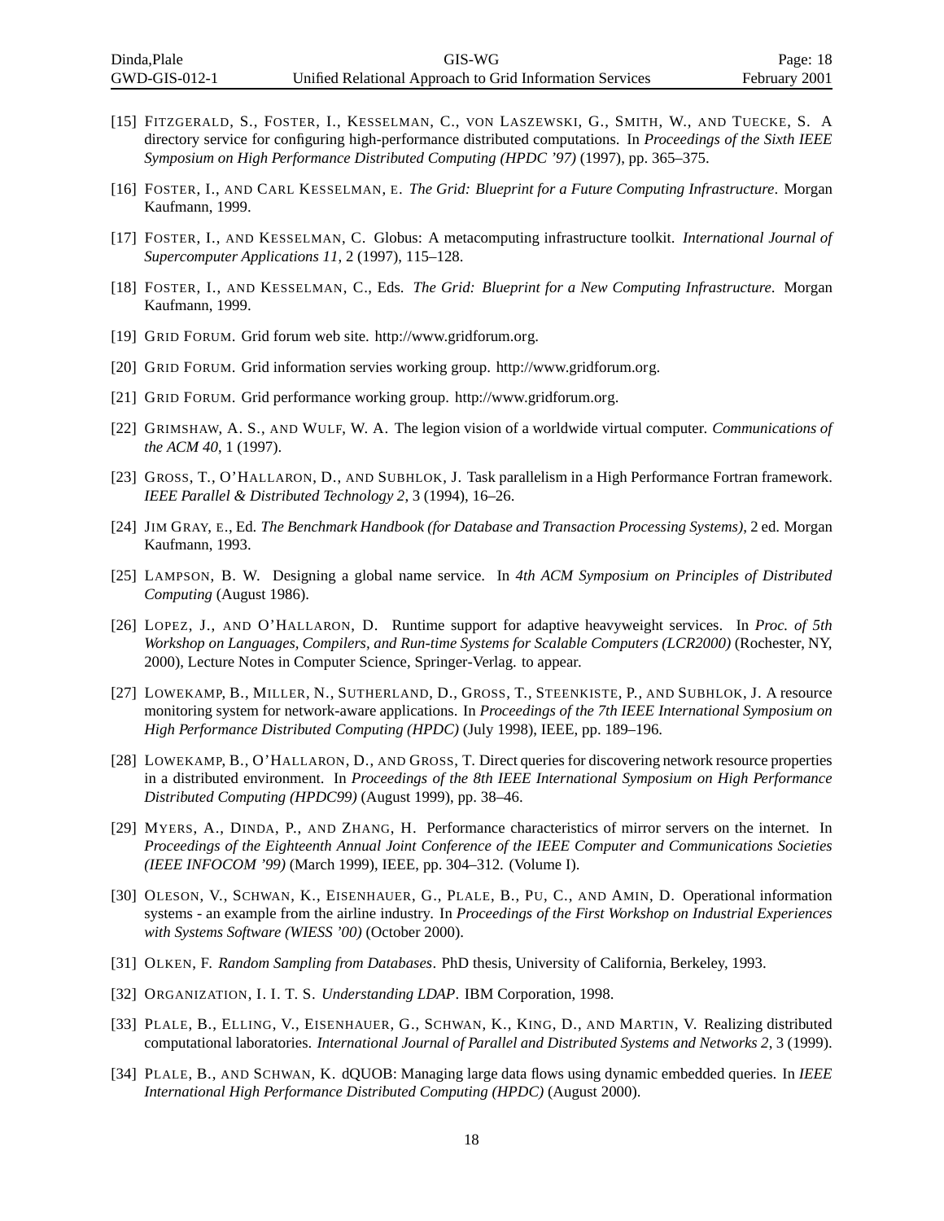[15] Fitzgerald, S., Foster, I., Kesselman, C., von Laszewski, G., Smith, W., and Tuecke, S. A directory service for configuring high-performance distributed computations. In *Proceedings of the Sixth IEEE Symposium on High Performance Distributed Computing (HPDC '97)* (1997), pp. 365–375.

[16] Foster, I., and Carl Kesselman, e. *The Grid: Blueprint for a Future Computing Infrastructure*. Morgan Kaufmann, 1999.

[17] Foster, I., and Kesselman, C. Globus: A metacomputing infrastructure toolkit. *International Journal of Supercomputer Applications 11*, 2 (1997), 115–128.

[18] Foster, I., and Kesselman, C., Eds. *The Grid: Blueprint for a New Computing Infrastructure*. Morgan Kaufmann, 1999.

[19] Grid Forum. Grid forum web site. http://www.gridforum.org.

[20] Grid Forum. Grid information servies working group. http://www.gridforum.org.

[21] Grid Forum. Grid performance working group. http://www.gridforum.org.

[22] Grimshaw, A. S., and Wulf, W. A. The legion vision of a worldwide virtual computer. *Communications of the ACM 40*, 1 (1997).

[23] Gross, T., O'Hallaron, D., and Subhlok, J. Task parallelism in a High Performance Fortran framework. *IEEE Parallel & Distributed Technology 2*, 3 (1994), 16–26.

[24] Jim Gray, e., Ed. *The Benchmark Handbook (for Database and Transaction Processing Systems)*, 2 ed. Morgan Kaufmann, 1993.

[25] Lampson, B. W. Designing a global name service. In *4th ACM Symposium on Principles of Distributed Computing* (August 1986).

[26] Lopez, J., and O'Hallaron, D. Runtime support for adaptive heavyweight services. In *Proc. of 5th Workshop on Languages, Compilers, and Run-time Systems for Scalable Computers (LCR2000)* (Rochester, NY, 2000), Lecture Notes in Computer Science, Springer-Verlag. to appear.

[27] Lowekamp, B., Miller, N., Sutherland, D., Gross, T., Steenkiste, P., and Subhlok, J. A resource monitoring system for network-aware applications. In *Proceedings of the 7th IEEE International Symposium on High Performance Distributed Computing (HPDC)* (July 1998), IEEE, pp. 189–196.

[28] Lowekamp, B., O'Hallaron, D., and Gross, T. Direct queries for discovering network resource properties in a distributed environment. In *Proceedings of the 8th IEEE International Symposium on High Performance Distributed Computing (HPDC99)* (August 1999), pp. 38–46.

[29] Myers, A., Dinda, P., and Zhang, H. Performance characteristics of mirror servers on the internet. In *Proceedings of the Eighteenth Annual Joint Conference of the IEEE Computer and Communications Societies (IEEE INFOCOM '99)* (March 1999), IEEE, pp. 304–312. (Volume I).

[30] Oleson, V., Schwan, K., Eisenhauer, G., Plale, B., Pu, C., and Amin, D. Operational information systems - an example from the airline industry. In *Proceedings of the First Workshop on Industrial Experiences with Systems Software (WIESS '00)* (October 2000).

[31] Olken, F. *Random Sampling from Databases*. PhD thesis, University of California, Berkeley, 1993.

[32] Organization, I. I. T. S. *Understanding LDAP*. IBM Corporation, 1998.

[33] Plale, B., Elling, V., Eisenhauer, G., Schwan, K., King, D., and Martin, V. Realizing distributed computational laboratories. *International Journal of Parallel and Distributed Systems and Networks 2*, 3 (1999).

[34] Plale, B., and Schwan, K. dQUOB: Managing large data flows using dynamic embedded queries. In *IEEE International High Performance Distributed Computing (HPDC)* (August 2000).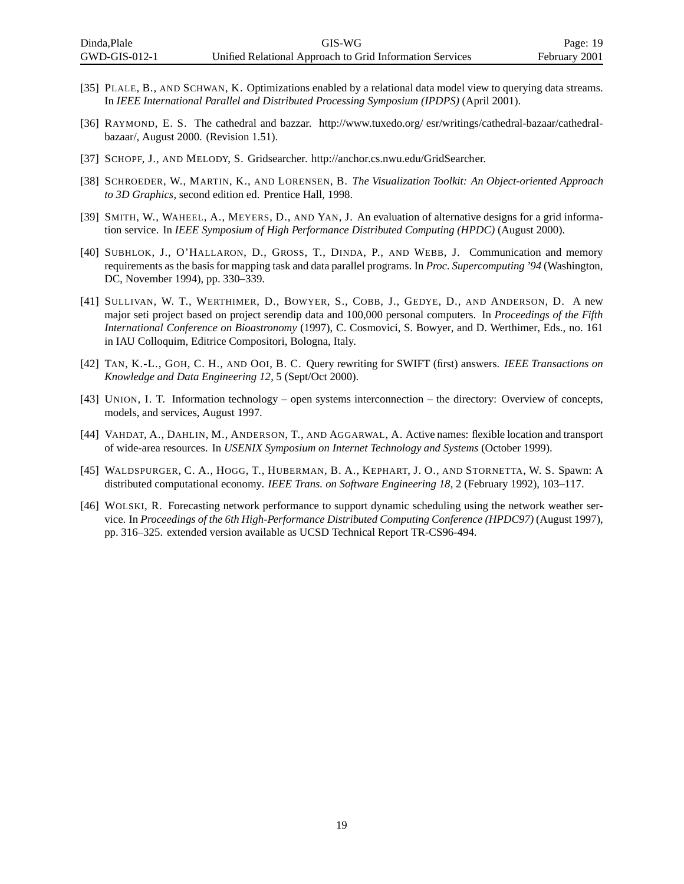[35] PLALE, B., AND SCHWAN, K. Optimizations enabled by a relational data model view to querying data streams. In *IEEE International Parallel and Distributed Processing Symposium (IPDPS)* (April 2001).

[36] RAYMOND, E. S. The cathedral and bazzar. http://www.tuxedo.org/ esr/writings/cathedral-bazaar/cathedral-bazaar/, August 2000. (Revision 1.51).

[37] SCHOPF, J., AND MELODY, S. Gridsearcher. http://anchor.cs.nwu.edu/GridSearcher.

[38] SCHROEDER, W., MARTIN, K., AND LORENSEN, B. *The Visualization Toolkit: An Object-oriented Approach to 3D Graphics*, second edition ed. Prentice Hall, 1998.

[39] SMITH, W., WAHEEL, A., MEYERS, D., AND YAN, J. An evaluation of alternative designs for a grid information service. In *IEEE Symposium of High Performance Distributed Computing (HPDC)* (August 2000).

[40] SUBHLOK, J., O'HALLARON, D., GROSS, T., DINDA, P., AND WEBB, J. Communication and memory requirements as the basis for mapping task and data parallel programs. In *Proc. Supercomputing '94* (Washington, DC, November 1994), pp. 330–339.

[41] SULLIVAN, W. T., WERTHIMER, D., BOWYER, S., COBB, J., GEDYE, D., AND ANDERSON, D. A new major seti project based on project serendip data and 100,000 personal computers. In *Proceedings of the Fifth International Conference on Bioastronomy* (1997), C. Cosmovici, S. Bowyer, and D. Werthimer, Eds., no. 161 in IAU Colloquim, Editrice Compositori, Bologna, Italy.

[42] TAN, K.-L., GOH, C. H., AND OOI, B. C. Query rewriting for SWIFT (first) answers. *IEEE Transactions on Knowledge and Data Engineering 12*, 5 (Sept/Oct 2000).

[43] UNION, I. T. Information technology – open systems interconnection – the directory: Overview of concepts, models, and services, August 1997.

[44] VAHDAT, A., DAHLIN, M., ANDERSON, T., AND AGGARWAL, A. Active names: flexible location and transport of wide-area resources. In *USENIX Symposium on Internet Technology and Systems* (October 1999).

[45] WALDSPURGER, C. A., HOGG, T., HUBERMAN, B. A., KEPHART, J. O., AND STORNETTA, W. S. Spawn: A distributed computational economy. *IEEE Trans. on Software Engineering 18*, 2 (February 1992), 103–117.

[46] WOLSKI, R. Forecasting network performance to support dynamic scheduling using the network weather service. In *Proceedings of the 6th High-Performance Distributed Computing Conference (HPDC97)* (August 1997), pp. 316–325. extended version available as UCSD Technical Report TR-CS96-494.